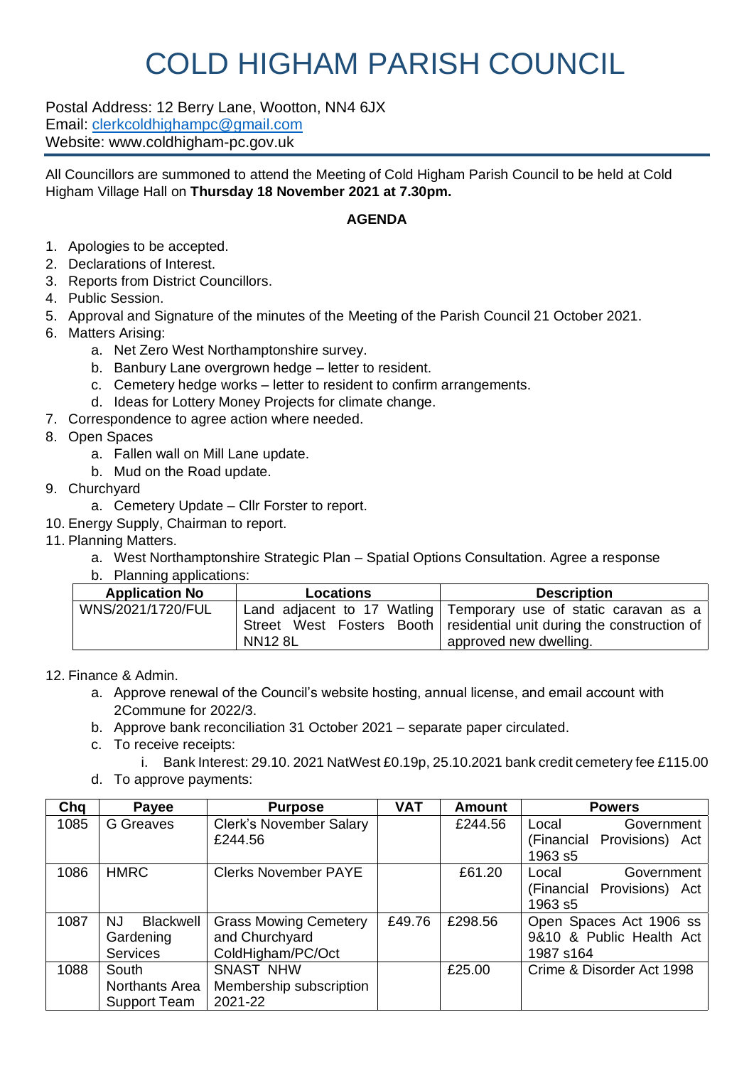# COLD HIGHAM PARISH COUNCIL

Postal Address: 12 Berry Lane, Wootton, NN4 6JX
Email: clerkcoldhighampc@gmail.com
Website: www.coldhigham-pc.gov.uk

All Councillors are summoned to attend the Meeting of Cold Higham Parish Council to be held at Cold Higham Village Hall on **Thursday 18 November 2021 at 7.30pm.**

**AGENDA**

1. Apologies to be accepted.
2. Declarations of Interest.
3. Reports from District Councillors.
4. Public Session.
5. Approval and Signature of the minutes of the Meeting of the Parish Council 21 October 2021.
6. Matters Arising:
   a. Net Zero West Northamptonshire survey.
   b. Banbury Lane overgrown hedge – letter to resident.
   c. Cemetery hedge works – letter to resident to confirm arrangements.
   d. Ideas for Lottery Money Projects for climate change.
7. Correspondence to agree action where needed.
8. Open Spaces
   a. Fallen wall on Mill Lane update.
   b. Mud on the Road update.
9. Churchyard
   a. Cemetery Update – Cllr Forster to report.
10. Energy Supply, Chairman to report.
11. Planning Matters.
    a. West Northamptonshire Strategic Plan – Spatial Options Consultation. Agree a response
    b. Planning applications:

| Application No | Locations | Description |
|---|---|---|
| WNS/2021/1720/FUL | Land adjacent to 17 Watling Street West Fosters Booth NN12 8L | Temporary use of static caravan as a residential unit during the construction of approved new dwelling. |

12. Finance & Admin.
    a. Approve renewal of the Council's website hosting, annual license, and email account with 2Commune for 2022/3.
    b. Approve bank reconciliation 31 October 2021 – separate paper circulated.
    c. To receive receipts:
       i. Bank Interest: 29.10. 2021 NatWest £0.19p, 25.10.2021 bank credit cemetery fee £115.00
    d. To approve payments:

| Chq | Payee | Purpose | VAT | Amount | Powers |
|---|---|---|---|---|---|
| 1085 | G Greaves | Clerk's November Salary £244.56 | | £244.56 | Local Government (Financial Provisions) Act 1963 s5 |
| 1086 | HMRC | Clerks November PAYE | | £61.20 | Local Government (Financial Provisions) Act 1963 s5 |
| 1087 | NJ Blackwell Gardening Services | Grass Mowing Cemetery and Churchyard ColdHigham/PC/Oct | £49.76 | £298.56 | Open Spaces Act 1906 ss 9&10 & Public Health Act 1987 s164 |
| 1088 | South Northants Area Support Team | SNAST NHW Membership subscription 2021-22 | | £25.00 | Crime & Disorder Act 1998 |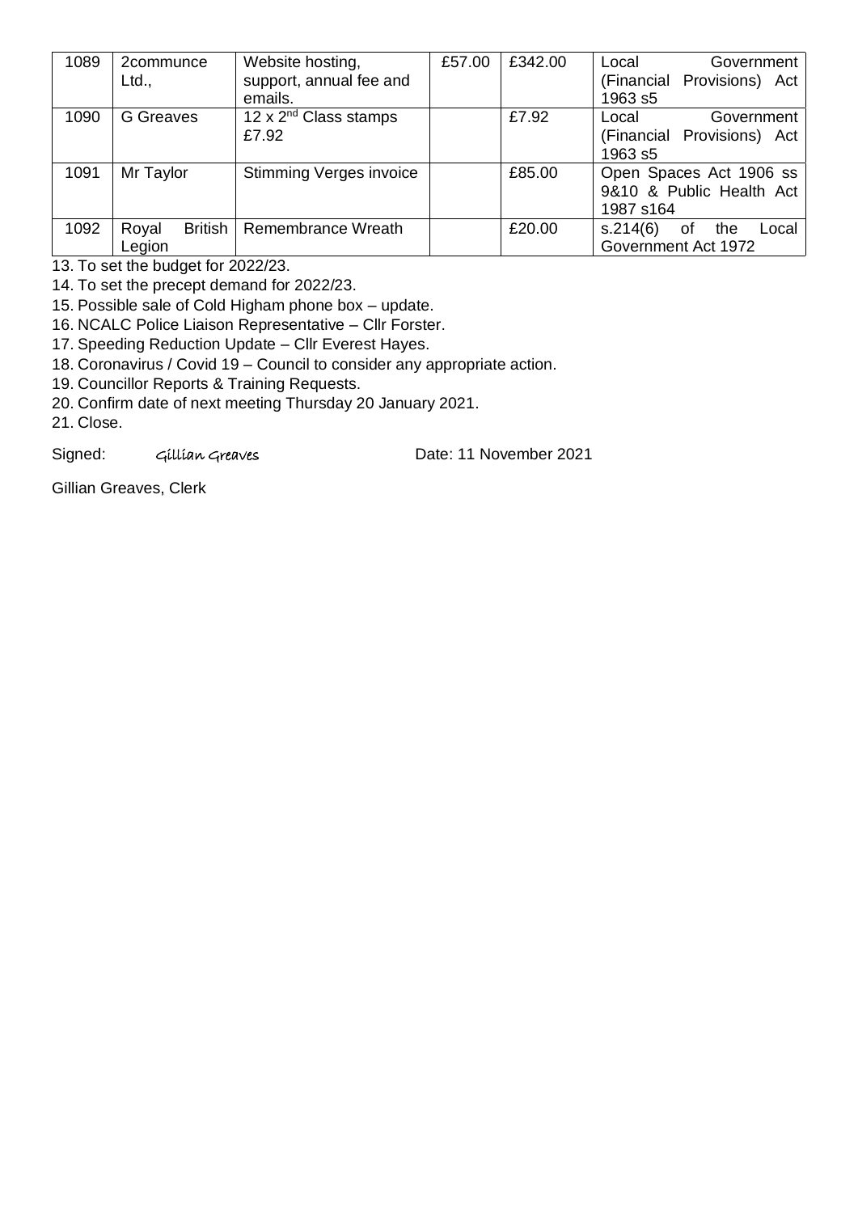| | | | | | |
|---|---|---|---|---|---|
| 1089 | 2communce Ltd., | Website hosting, support, annual fee and emails. | £57.00 | £342.00 | Local Government (Financial Provisions) Act 1963 s5 |
| 1090 | G Greaves | 12 x 2nd Class stamps £7.92 | | £7.92 | Local Government (Financial Provisions) Act 1963 s5 |
| 1091 | Mr Taylor | Stimming Verges invoice | | £85.00 | Open Spaces Act 1906 ss 9&10 & Public Health Act 1987 s164 |
| 1092 | Royal British Legion | Remembrance Wreath | | £20.00 | s.214(6) of the Local Government Act 1972 |

13. To set the budget for 2022/23.
14. To set the precept demand for 2022/23.
15. Possible sale of Cold Higham phone box – update.
16. NCALC Police Liaison Representative – Cllr Forster.
17. Speeding Reduction Update – Cllr Everest Hayes.
18. Coronavirus / Covid 19 – Council to consider any appropriate action.
19. Councillor Reports & Training Requests.
20. Confirm date of next meeting Thursday 20 January 2021.
21. Close.

Signed: Gillian Greaves Date: 11 November 2021

Gillian Greaves, Clerk